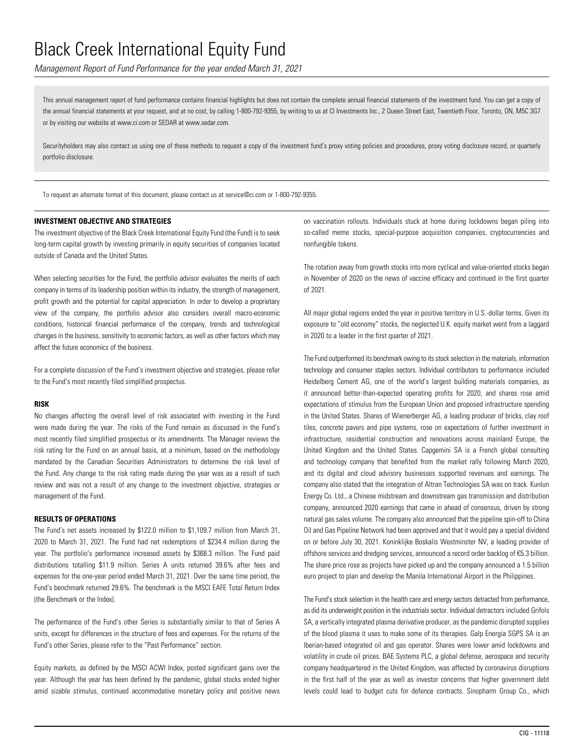# Black Creek International Equity Fund

*Management Report of Fund Performance for the year ended March 31, 2021*

This annual management report of fund performance contains financial highlights but does not contain the complete annual financial statements of the investment fund. You can get a copy of the annual financial statements at your request, and at no cost, by calling 1-800-792-9355, by writing to us at CI Investments Inc., 2 Queen Street East, Twentieth Floor, Toronto, ON, M5C 3G7 or by visiting our website at www.ci.com or SEDAR at www.sedar.com.

Securityholders may also contact us using one of these methods to request a copy of the investment fund's proxy voting policies and procedures, proxy voting disclosure record, or quarterly portfolio disclosure.

To request an alternate format of this document, please contact us at service@ci.com or 1-800-792-9355.

## INVESTMENT OBJECTIVE AND STRATEGIES

The investment objective of the Black Creek International Equity Fund (the Fund) is to seek long-term capital growth by investing primarily in equity securities of companies located outside of Canada and the United States.

When selecting securities for the Fund, the portfolio advisor evaluates the merits of each company in terms of its leadership position within its industry, the strength of management, profit growth and the potential for capital appreciation. In order to develop a proprietary view of the company, the portfolio advisor also considers overall macro-economic conditions, historical financial performance of the company, trends and technological changes in the business, sensitivity to economic factors, as well as other factors which may affect the future economics of the business.

For a complete discussion of the Fund's investment objective and strategies, please refer to the Fund's most recently filed simplified prospectus.

## RISK

No changes affecting the overall level of risk associated with investing in the Fund were made during the year. The risks of the Fund remain as discussed in the Fund's most recently filed simplified prospectus or its amendments. The Manager reviews the risk rating for the Fund on an annual basis, at a minimum, based on the methodology mandated by the Canadian Securities Administrators to determine the risk level of the Fund. Any change to the risk rating made during the year was as a result of such review and was not a result of any change to the investment objective, strategies or management of the Fund.

## RESULTS OF OPERATIONS

The Fund's net assets increased by $122.0 million to $1,109.7 million from March 31, 2020 to March 31, 2021. The Fund had net redemptions of $234.4 million during the year. The portfolio's performance increased assets by $368.3 million. The Fund paid distributions totalling $11.9 million. Series A units returned 39.6% after fees and expenses for the one-year period ended March 31, 2021. Over the same time period, the Fund's benchmark returned 29.6%. The benchmark is the MSCI EAFE Total Return Index (the Benchmark or the Index).

The performance of the Fund's other Series is substantially similar to that of Series A units, except for differences in the structure of fees and expenses. For the returns of the Fund's other Series, please refer to the "Past Performance" section.

Equity markets, as defined by the MSCI ACWI Index, posted significant gains over the year. Although the year has been defined by the pandemic, global stocks ended higher amid sizable stimulus, continued accommodative monetary policy and positive news on vaccination rollouts. Individuals stuck at home during lockdowns began piling into so-called meme stocks, special-purpose acquisition companies, cryptocurrencies and nonfungible tokens.

The rotation away from growth stocks into more cyclical and value-oriented stocks began in November of 2020 on the news of vaccine efficacy and continued in the first quarter of 2021.

All major global regions ended the year in positive territory in U.S.-dollar terms. Given its exposure to "old economy" stocks, the neglected U.K. equity market went from a laggard in 2020 to a leader in the first quarter of 2021.

The Fund outperformed its benchmark owing to its stock selection in the materials, information technology and consumer staples sectors. Individual contributors to performance included Heidelberg Cement AG, one of the world's largest building materials companies, as it announced better-than-expected operating profits for 2020, and shares rose amid expectations of stimulus from the European Union and proposed infrastructure spending in the United States. Shares of Wienerberger AG, a leading producer of bricks, clay roof tiles, concrete pavers and pipe systems, rose on expectations of further investment in infrastructure, residential construction and renovations across mainland Europe, the United Kingdom and the United States. Capgemini SA is a French global consulting and technology company that benefited from the market rally following March 2020, and its digital and cloud advisory businesses supported revenues and earnings. The company also stated that the integration of Altran Technologies SA was on track. Kunlun Energy Co. Ltd., a Chinese midstream and downstream gas transmission and distribution company, announced 2020 earnings that came in ahead of consensus, driven by strong natural gas sales volume. The company also announced that the pipeline spin-off to China Oil and Gas Pipeline Network had been approved and that it would pay a special dividend on or before July 30, 2021. Koninklijke Boskalis Westminster NV, a leading provider of offshore services and dredging services, announced a record order backlog of €5.3 billion. The share price rose as projects have picked up and the company announced a 1.5 billion euro project to plan and develop the Manila International Airport in the Philippines.

The Fund's stock selection in the health care and energy sectors detracted from performance, as did its underweight position in the industrials sector. Individual detractors included Grifols SA, a vertically integrated plasma derivative producer, as the pandemic disrupted supplies of the blood plasma it uses to make some of its therapies. Galp Energia SGPS SA is an Iberian-based integrated oil and gas operator. Shares were lower amid lockdowns and volatility in crude oil prices. BAE Systems PLC, a global defense, aerospace and security company headquartered in the United Kingdom, was affected by coronavirus disruptions in the first half of the year as well as investor concerns that higher government debt levels could lead to budget cuts for defence contracts. Sinopharm Group Co., which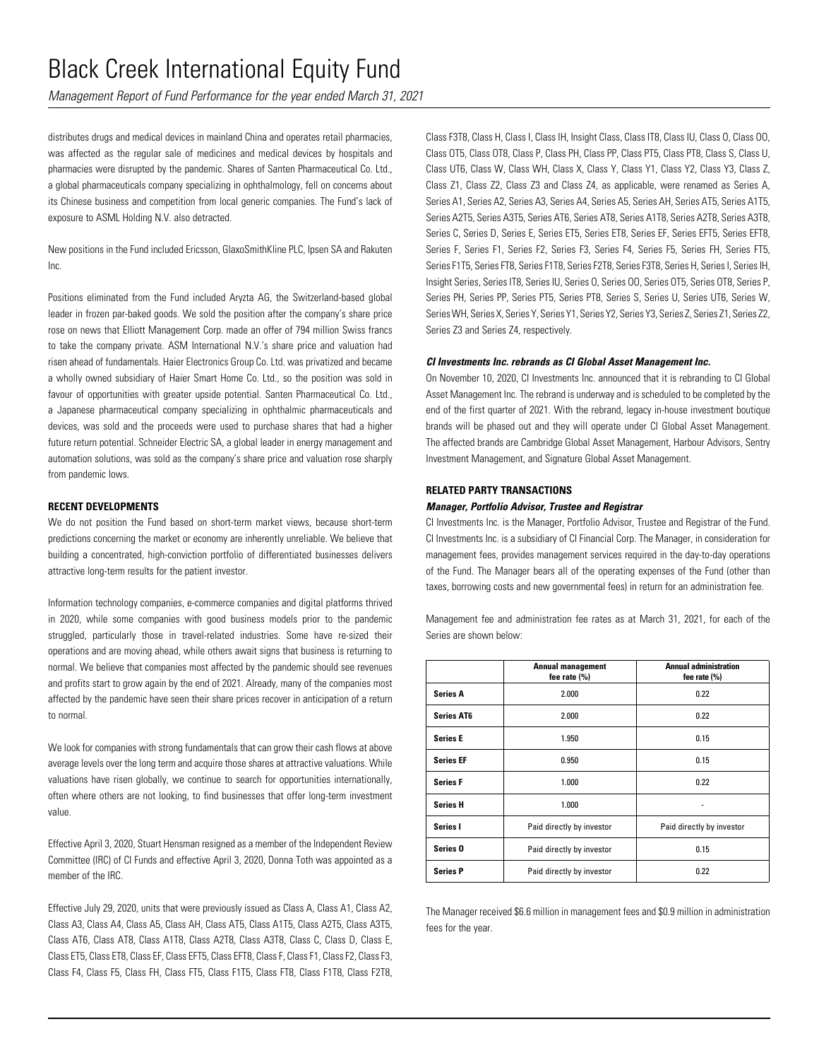distributes drugs and medical devices in mainland China and operates retail pharmacies, was affected as the regular sale of medicines and medical devices by hospitals and pharmacies were disrupted by the pandemic. Shares of Santen Pharmaceutical Co. Ltd., a global pharmaceuticals company specializing in ophthalmology, fell on concerns about its Chinese business and competition from local generic companies. The Fund's lack of exposure to ASML Holding N.V. also detracted.

New positions in the Fund included Ericsson, GlaxoSmithKline PLC, Ipsen SA and Rakuten Inc.

Positions eliminated from the Fund included Aryzta AG, the Switzerland-based global leader in frozen par-baked goods. We sold the position after the company's share price rose on news that Elliott Management Corp. made an offer of 794 million Swiss francs to take the company private. ASM International N.V.'s share price and valuation had risen ahead of fundamentals. Haier Electronics Group Co. Ltd. was privatized and became a wholly owned subsidiary of Haier Smart Home Co. Ltd., so the position was sold in favour of opportunities with greater upside potential. Santen Pharmaceutical Co. Ltd., a Japanese pharmaceutical company specializing in ophthalmic pharmaceuticals and devices, was sold and the proceeds were used to purchase shares that had a higher future return potential. Schneider Electric SA, a global leader in energy management and automation solutions, was sold as the company's share price and valuation rose sharply from pandemic lows.

## RECENT DEVELOPMENTS

We do not position the Fund based on short-term market views, because short-term predictions concerning the market or economy are inherently unreliable. We believe that building a concentrated, high-conviction portfolio of differentiated businesses delivers attractive long-term results for the patient investor.

Information technology companies, e-commerce companies and digital platforms thrived in 2020, while some companies with good business models prior to the pandemic struggled, particularly those in travel-related industries. Some have re-sized their operations and are moving ahead, while others await signs that business is returning to normal. We believe that companies most affected by the pandemic should see revenues and profits start to grow again by the end of 2021. Already, many of the companies most affected by the pandemic have seen their share prices recover in anticipation of a return to normal.

We look for companies with strong fundamentals that can grow their cash flows at above average levels over the long term and acquire those shares at attractive valuations. While valuations have risen globally, we continue to search for opportunities internationally, often where others are not looking, to find businesses that offer long-term investment value.

Effective April 3, 2020, Stuart Hensman resigned as a member of the Independent Review Committee (IRC) of CI Funds and effective April 3, 2020, Donna Toth was appointed as a member of the IRC.

Effective July 29, 2020, units that were previously issued as Class A, Class A1, Class A2, Class A3, Class A4, Class A5, Class AH, Class AT5, Class A1T5, Class A2T5, Class A3T5, Class AT6, Class AT8, Class A1T8, Class A2T8, Class A3T8, Class C, Class D, Class E, Class ET5, Class ET8, Class EF, Class EFT5, Class EFT8, Class F, Class F1, Class F2, Class F3, Class F4, Class F5, Class FH, Class FT5, Class F1T5, Class FT8, Class F1T8, Class F2T8, Class F3T8, Class H, Class I, Class IH, Insight Class, Class IT8, Class IU, Class O, Class OO, Class OT5, Class OT8, Class P, Class PH, Class PP, Class PT5, Class PT8, Class S, Class U, Class UT6, Class W, Class WH, Class X, Class Y, Class Y1, Class Y2, Class Y3, Class Z, Class Z1, Class Z2, Class Z3 and Class Z4, as applicable, were renamed as Series A, Series A1, Series A2, Series A3, Series A4, Series A5, Series AH, Series AT5, Series A1T5, Series A2T5, Series A3T5, Series AT6, Series AT8, Series A1T8, Series A2T8, Series A3T8, Series C, Series D, Series E, Series ET5, Series ET8, Series EF, Series EFT5, Series EFT8, Series F, Series F1, Series F2, Series F3, Series F4, Series F5, Series FH, Series FT5, Series F1T5, Series FT8, Series F1T8, Series F2T8, Series F3T8, Series H, Series I, Series IH, Insight Series, Series IT8, Series IU, Series O, Series OO, Series OT5, Series OT8, Series P, Series PH, Series PP, Series PT5, Series PT8, Series S, Series U, Series UT6, Series W, Series WH, Series X, Series Y, Series Y1, Series Y2, Series Y3, Series Z, Series Z1, Series Z2, Series Z3 and Series Z4, respectively.

### *CI Investments Inc. rebrands as CI Global Asset Management Inc.*

On November 10, 2020, CI Investments Inc. announced that it is rebranding to CI Global Asset Management Inc. The rebrand is underway and is scheduled to be completed by the end of the first quarter of 2021. With the rebrand, legacy in-house investment boutique brands will be phased out and they will operate under CI Global Asset Management. The affected brands are Cambridge Global Asset Management, Harbour Advisors, Sentry Investment Management, and Signature Global Asset Management.

## RELATED PARTY TRANSACTIONS

### *Manager, Portfolio Advisor, Trustee and Registrar*

CI Investments Inc. is the Manager, Portfolio Advisor, Trustee and Registrar of the Fund. CI Investments Inc. is a subsidiary of CI Financial Corp. The Manager, in consideration for management fees, provides management services required in the day-to-day operations of the Fund. The Manager bears all of the operating expenses of the Fund (other than taxes, borrowing costs and new governmental fees) in return for an administration fee.

Management fee and administration fee rates as at March 31, 2021, for each of the Series are shown below:

| | Annual management fee rate (%) | Annual administration fee rate (%) |
|---|---|---|
| **Series A** | 2.000 | 0.22 |
| **Series AT6** | 2.000 | 0.22 |
| **Series E** | 1.950 | 0.15 |
| **Series EF** | 0.950 | 0.15 |
| **Series F** | 1.000 | 0.22 |
| **Series H** | 1.000 | - |
| **Series I** | Paid directly by investor | Paid directly by investor |
| **Series O** | Paid directly by investor | 0.15 |
| **Series P** | Paid directly by investor | 0.22 |

The Manager received $6.6 million in management fees and $0.9 million in administration fees for the year.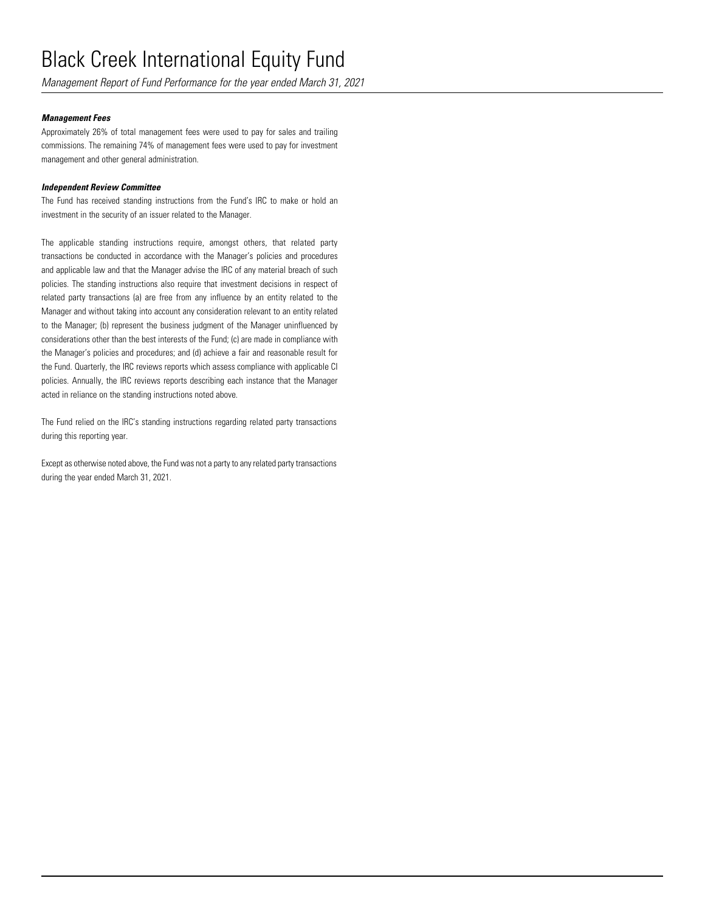#### ***Management Fees***

Approximately 26% of total management fees were used to pay for sales and trailing commissions. The remaining 74% of management fees were used to pay for investment management and other general administration.

#### ***Independent Review Committee***

The Fund has received standing instructions from the Fund's IRC to make or hold an investment in the security of an issuer related to the Manager.

The applicable standing instructions require, amongst others, that related party transactions be conducted in accordance with the Manager's policies and procedures and applicable law and that the Manager advise the IRC of any material breach of such policies. The standing instructions also require that investment decisions in respect of related party transactions (a) are free from any influence by an entity related to the Manager and without taking into account any consideration relevant to an entity related to the Manager; (b) represent the business judgment of the Manager uninfluenced by considerations other than the best interests of the Fund; (c) are made in compliance with the Manager's policies and procedures; and (d) achieve a fair and reasonable result for the Fund. Quarterly, the IRC reviews reports which assess compliance with applicable CI policies. Annually, the IRC reviews reports describing each instance that the Manager acted in reliance on the standing instructions noted above.

The Fund relied on the IRC's standing instructions regarding related party transactions during this reporting year.

Except as otherwise noted above, the Fund was not a party to any related party transactions during the year ended March 31, 2021.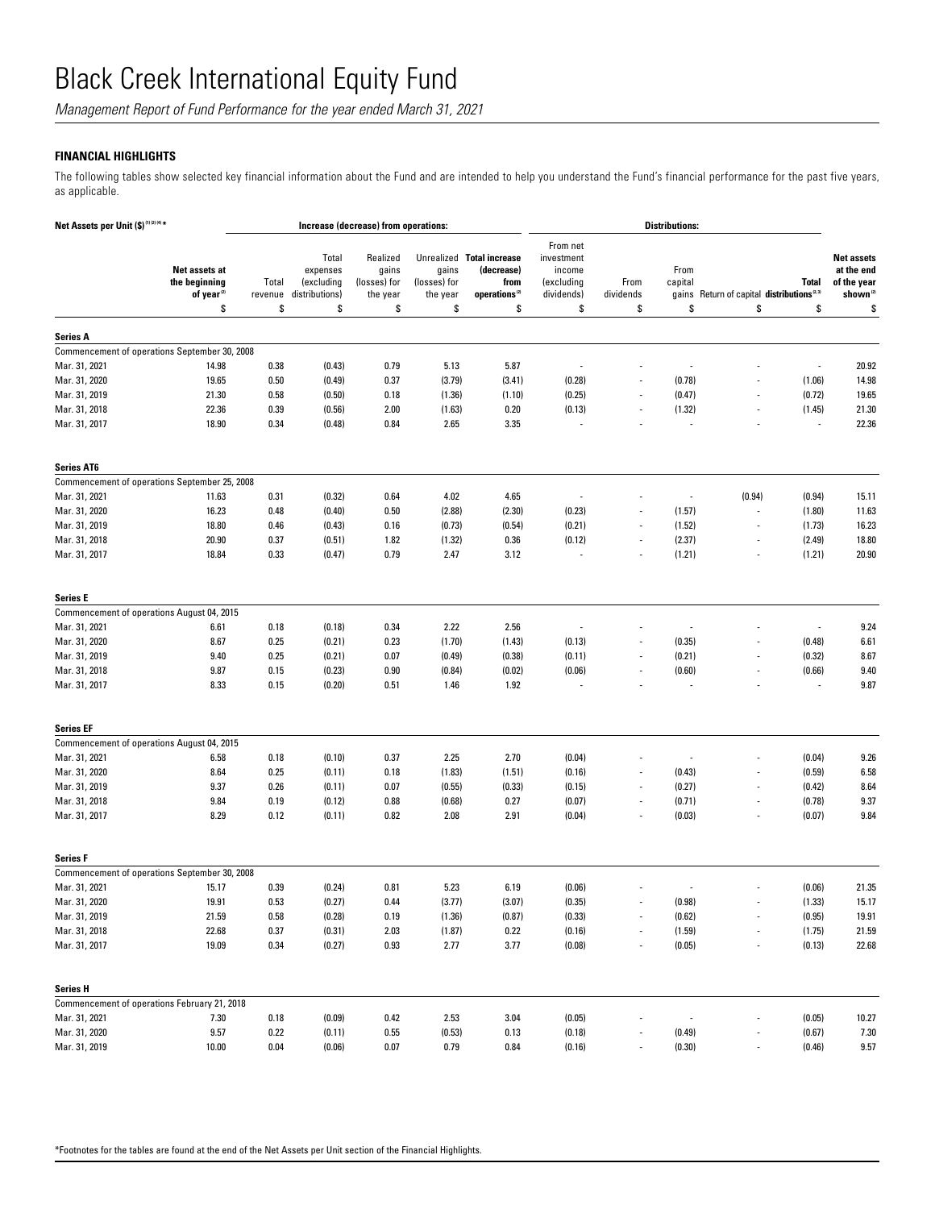# Black Creek International Equity Fund

*Management Report of Fund Performance for the year ended March 31, 2021*

## FINANCIAL HIGHLIGHTS

The following tables show selected key financial information about the Fund and are intended to help you understand the Fund's financial performance for the past five years, as applicable.

| Net Assets per Unit ($)[1][2][4]* | | Increase (decrease) from operations: | | | | | Distributions: | | | | | | |
|---|---|---|---|---|---|---|---|---|---|---|---|---|
| | Net assets at the beginning of year[2] | Total revenue | Total expenses (excluding distributions) | Realized gains (losses) for the year | Unrealized gains (losses) for the year | Total increase (decrease) from operations[2] | From net investment income (excluding dividends) | From dividends | From capital gains | Return of capital | Total distributions[2,3] | Net assets at the end of the year shown[2] |
| | $ | $ | $ | $ | $ | $ | $ | $ | $ | $ | $ | $ |
| **Series A** | | | | | | | | | | | | |
| Commencement of operations September 30, 2008 | | | | | | | | | | | | |
| Mar. 31, 2021 | 14.98 | 0.38 | (0.43) | 0.79 | 5.13 | 5.87 | - | - | - | - | - | 20.92 |
| Mar. 31, 2020 | 19.65 | 0.50 | (0.49) | 0.37 | (3.79) | (3.41) | (0.28) | - | (0.78) | - | (1.06) | 14.98 |
| Mar. 31, 2019 | 21.30 | 0.58 | (0.50) | 0.18 | (1.36) | (1.10) | (0.25) | - | (0.47) | - | (0.72) | 19.65 |
| Mar. 31, 2018 | 22.36 | 0.39 | (0.56) | 2.00 | (1.63) | 0.20 | (0.13) | - | (1.32) | - | (1.45) | 21.30 |
| Mar. 31, 2017 | 18.90 | 0.34 | (0.48) | 0.84 | 2.65 | 3.35 | - | - | - | - | - | 22.36 |
| **Series AT6** | | | | | | | | | | | | |
| Commencement of operations September 25, 2008 | | | | | | | | | | | | |
| Mar. 31, 2021 | 11.63 | 0.31 | (0.32) | 0.64 | 4.02 | 4.65 | - | - | - | (0.94) | (0.94) | 15.11 |
| Mar. 31, 2020 | 16.23 | 0.48 | (0.40) | 0.50 | (2.88) | (2.30) | (0.23) | - | (1.57) | - | (1.80) | 11.63 |
| Mar. 31, 2019 | 18.80 | 0.46 | (0.43) | 0.16 | (0.73) | (0.54) | (0.21) | - | (1.52) | - | (1.73) | 16.23 |
| Mar. 31, 2018 | 20.90 | 0.37 | (0.51) | 1.82 | (1.32) | 0.36 | (0.12) | - | (2.37) | - | (2.49) | 18.80 |
| Mar. 31, 2017 | 18.84 | 0.33 | (0.47) | 0.79 | 2.47 | 3.12 | - | - | (1.21) | - | (1.21) | 20.90 |
| **Series E** | | | | | | | | | | | | |
| Commencement of operations August 04, 2015 | | | | | | | | | | | | |
| Mar. 31, 2021 | 6.61 | 0.18 | (0.18) | 0.34 | 2.22 | 2.56 | - | - | - | - | - | 9.24 |
| Mar. 31, 2020 | 8.67 | 0.25 | (0.21) | 0.23 | (1.70) | (1.43) | (0.13) | - | (0.35) | - | (0.48) | 6.61 |
| Mar. 31, 2019 | 9.40 | 0.25 | (0.21) | 0.07 | (0.49) | (0.38) | (0.11) | - | (0.21) | - | (0.32) | 8.67 |
| Mar. 31, 2018 | 9.87 | 0.15 | (0.23) | 0.90 | (0.84) | (0.02) | (0.06) | - | (0.60) | - | (0.66) | 9.40 |
| Mar. 31, 2017 | 8.33 | 0.15 | (0.20) | 0.51 | 1.46 | 1.92 | - | - | - | - | - | 9.87 |
| **Series EF** | | | | | | | | | | | | |
| Commencement of operations August 04, 2015 | | | | | | | | | | | | |
| Mar. 31, 2021 | 6.58 | 0.18 | (0.10) | 0.37 | 2.25 | 2.70 | (0.04) | - | - | - | (0.04) | 9.26 |
| Mar. 31, 2020 | 8.64 | 0.25 | (0.11) | 0.18 | (1.83) | (1.51) | (0.16) | - | (0.43) | - | (0.59) | 6.58 |
| Mar. 31, 2019 | 9.37 | 0.26 | (0.11) | 0.07 | (0.55) | (0.33) | (0.15) | - | (0.27) | - | (0.42) | 8.64 |
| Mar. 31, 2018 | 9.84 | 0.19 | (0.12) | 0.88 | (0.68) | 0.27 | (0.07) | - | (0.71) | - | (0.78) | 9.37 |
| Mar. 31, 2017 | 8.29 | 0.12 | (0.11) | 0.82 | 2.08 | 2.91 | (0.04) | - | (0.03) | - | (0.07) | 9.84 |
| **Series F** | | | | | | | | | | | | |
| Commencement of operations September 30, 2008 | | | | | | | | | | | | |
| Mar. 31, 2021 | 15.17 | 0.39 | (0.24) | 0.81 | 5.23 | 6.19 | (0.06) | - | - | - | (0.06) | 21.35 |
| Mar. 31, 2020 | 19.91 | 0.53 | (0.27) | 0.44 | (3.77) | (3.07) | (0.35) | - | (0.98) | - | (1.33) | 15.17 |
| Mar. 31, 2019 | 21.59 | 0.58 | (0.28) | 0.19 | (1.36) | (0.87) | (0.33) | - | (0.62) | - | (0.95) | 19.91 |
| Mar. 31, 2018 | 22.68 | 0.37 | (0.31) | 2.03 | (1.87) | 0.22 | (0.16) | - | (1.59) | - | (1.75) | 21.59 |
| Mar. 31, 2017 | 19.09 | 0.34 | (0.27) | 0.93 | 2.77 | 3.77 | (0.08) | - | (0.05) | - | (0.13) | 22.68 |
| **Series H** | | | | | | | | | | | | |
| Commencement of operations February 21, 2018 | | | | | | | | | | | | |
| Mar. 31, 2021 | 7.30 | 0.18 | (0.09) | 0.42 | 2.53 | 3.04 | (0.05) | - | - | - | (0.05) | 10.27 |
| Mar. 31, 2020 | 9.57 | 0.22 | (0.11) | 0.55 | (0.53) | 0.13 | (0.18) | - | (0.49) | - | (0.67) | 7.30 |
| Mar. 31, 2019 | 10.00 | 0.04 | (0.06) | 0.07 | 0.79 | 0.84 | (0.16) | - | (0.30) | - | (0.46) | 9.57 |

*Footnotes for the tables are found at the end of the Net Assets per Unit section of the Financial Highlights.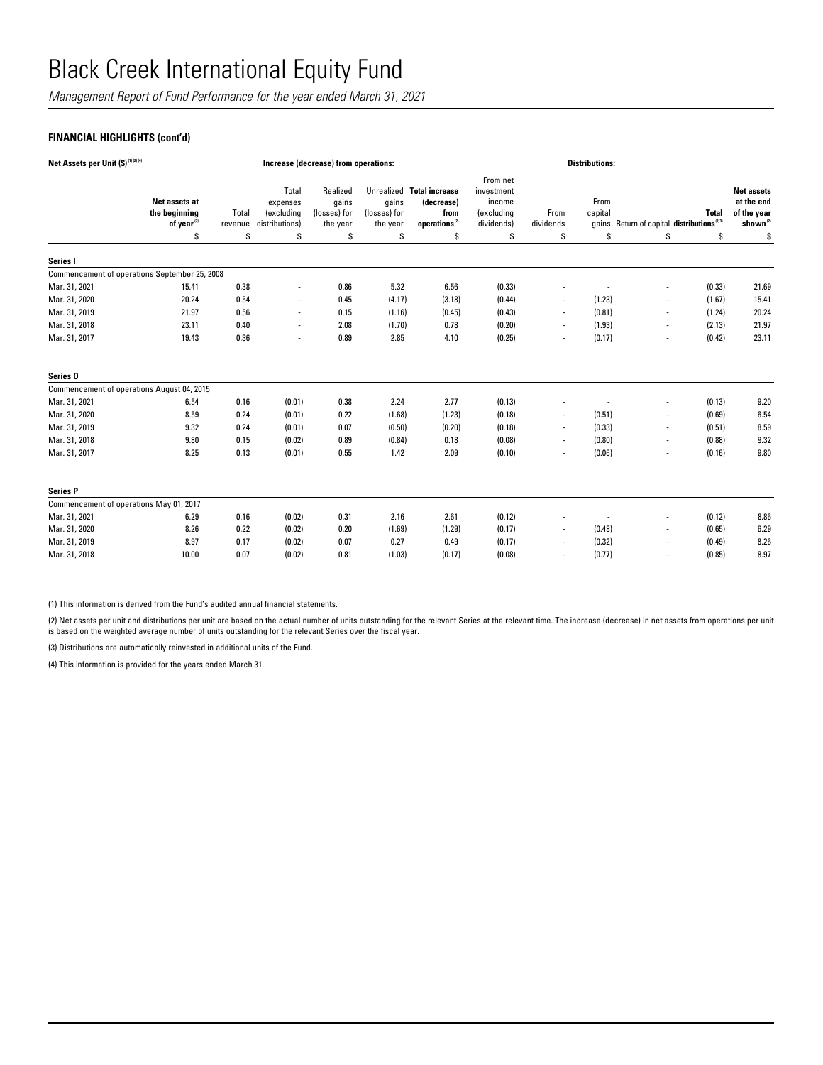# Black Creek International Equity Fund

*Management Report of Fund Performance for the year ended March 31, 2021*

### FINANCIAL HIGHLIGHTS (cont'd)

| Net Assets per Unit ($) [1][2][4] | | Increase (decrease) from operations: | | | | | Distributions: | | | | | |
|---|---|---|---|---|---|---|---|---|---|---|---|---|
| | **Net assets at the beginning of year** [2] | Total revenue | Total expenses (excluding distributions) | Realized gains (losses) for the year | Unrealized gains (losses) for the year | **Total increase (decrease) from operations** [2] | From net investment income (excluding dividends) | From dividends | From capital gains | Return of capital | **Total distributions** [2,3] | **Net assets at the end of the year shown** [2] |
| | $ | $ | $ | $ | $ | $ | $ | $ | $ | $ | $ | $ |
| **Series I** | | | | | | | | | | | | |
| Commencement of operations September 25, 2008 | | | | | | | | | | | | |
| Mar. 31, 2021 | 15.41 | 0.38 | - | 0.86 | 5.32 | 6.56 | (0.33) | - | - | - | (0.33) | 21.69 |
| Mar. 31, 2020 | 20.24 | 0.54 | - | 0.45 | (4.17) | (3.18) | (0.44) | - | (1.23) | - | (1.67) | 15.41 |
| Mar. 31, 2019 | 21.97 | 0.56 | - | 0.15 | (1.16) | (0.45) | (0.43) | - | (0.81) | - | (1.24) | 20.24 |
| Mar. 31, 2018 | 23.11 | 0.40 | - | 2.08 | (1.70) | 0.78 | (0.20) | - | (1.93) | - | (2.13) | 21.97 |
| Mar. 31, 2017 | 19.43 | 0.36 | - | 0.89 | 2.85 | 4.10 | (0.25) | - | (0.17) | - | (0.42) | 23.11 |
| **Series O** | | | | | | | | | | | | |
| Commencement of operations August 04, 2015 | | | | | | | | | | | | |
| Mar. 31, 2021 | 6.54 | 0.16 | (0.01) | 0.38 | 2.24 | 2.77 | (0.13) | - | - | - | (0.13) | 9.20 |
| Mar. 31, 2020 | 8.59 | 0.24 | (0.01) | 0.22 | (1.68) | (1.23) | (0.18) | - | (0.51) | - | (0.69) | 6.54 |
| Mar. 31, 2019 | 9.32 | 0.24 | (0.01) | 0.07 | (0.50) | (0.20) | (0.18) | - | (0.33) | - | (0.51) | 8.59 |
| Mar. 31, 2018 | 9.80 | 0.15 | (0.02) | 0.89 | (0.84) | 0.18 | (0.08) | - | (0.80) | - | (0.88) | 9.32 |
| Mar. 31, 2017 | 8.25 | 0.13 | (0.01) | 0.55 | 1.42 | 2.09 | (0.10) | - | (0.06) | - | (0.16) | 9.80 |
| **Series P** | | | | | | | | | | | | |
| Commencement of operations May 01, 2017 | | | | | | | | | | | | |
| Mar. 31, 2021 | 6.29 | 0.16 | (0.02) | 0.31 | 2.16 | 2.61 | (0.12) | - | - | - | (0.12) | 8.86 |
| Mar. 31, 2020 | 8.26 | 0.22 | (0.02) | 0.20 | (1.69) | (1.29) | (0.17) | - | (0.48) | - | (0.65) | 6.29 |
| Mar. 31, 2019 | 8.97 | 0.17 | (0.02) | 0.07 | 0.27 | 0.49 | (0.17) | - | (0.32) | - | (0.49) | 8.26 |
| Mar. 31, 2018 | 10.00 | 0.07 | (0.02) | 0.81 | (1.03) | (0.17) | (0.08) | - | (0.77) | - | (0.85) | 8.97 |

(1) This information is derived from the Fund's audited annual financial statements.

(2) Net assets per unit and distributions per unit are based on the actual number of units outstanding for the relevant Series at the relevant time. The increase (decrease) in net assets from operations per unit is based on the weighted average number of units outstanding for the relevant Series over the fiscal year.

(3) Distributions are automatically reinvested in additional units of the Fund.

(4) This information is provided for the years ended March 31.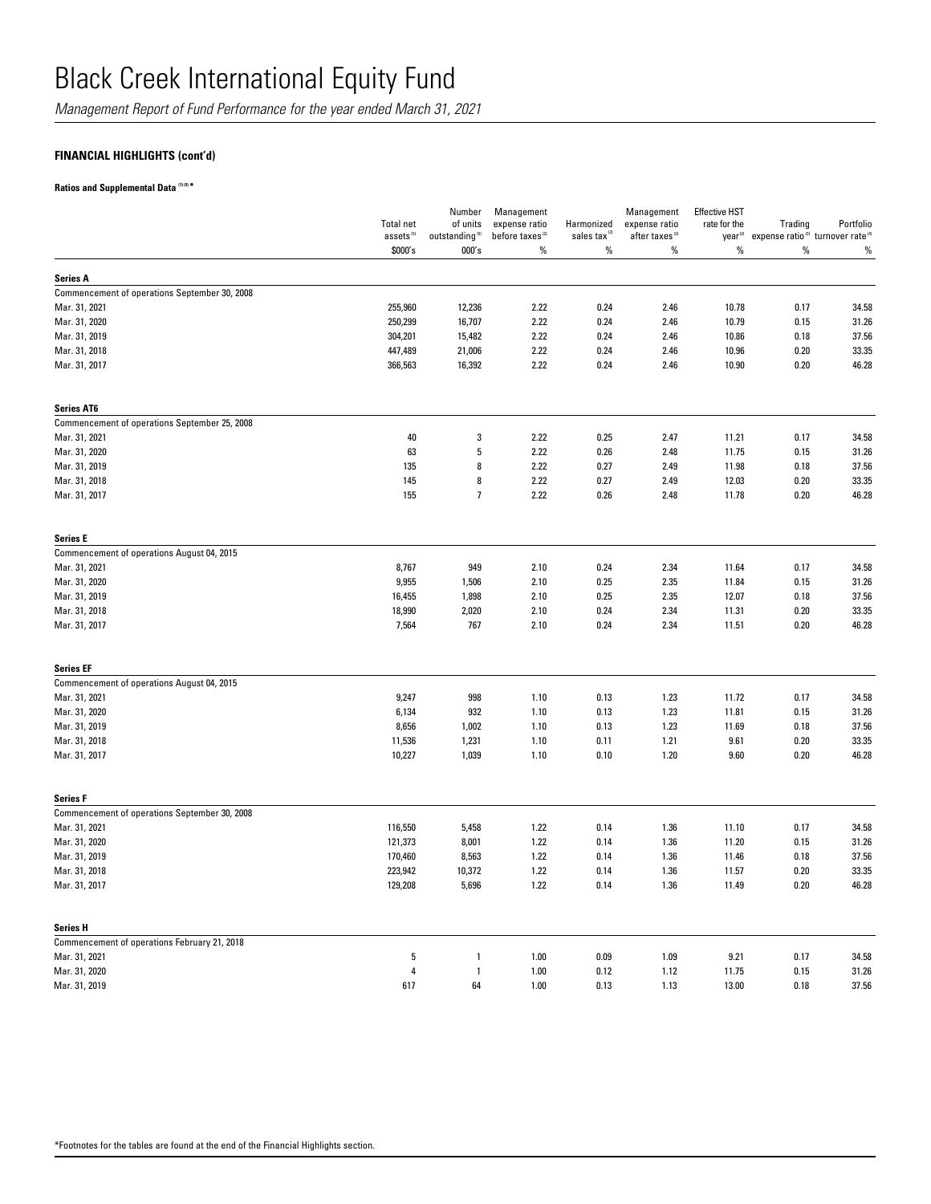# Black Creek International Equity Fund

*Management Report of Fund Performance for the year ended March 31, 2021*

**FINANCIAL HIGHLIGHTS (cont'd)**

**Ratios and Supplemental Data (1)(5) ***

| | Total net assets[5] | Number of units outstanding[5] | Management expense ratio before taxes[2] | Harmonized sales tax[2] | Management expense ratio after taxes[2] | Effective HST rate for the year[2] | Trading expense ratio[3] | Portfolio turnover rate[4] |
|---|---|---|---|---|---|---|---|---|
| | $000's | 000's | % | % | % | % | % | % |
| **Series A** | | | | | | | | |
| Commencement of operations September 30, 2008 | | | | | | | | |
| Mar. 31, 2021 | 255,960 | 12,236 | 2.22 | 0.24 | 2.46 | 10.78 | 0.17 | 34.58 |
| Mar. 31, 2020 | 250,299 | 16,707 | 2.22 | 0.24 | 2.46 | 10.79 | 0.15 | 31.26 |
| Mar. 31, 2019 | 304,201 | 15,482 | 2.22 | 0.24 | 2.46 | 10.86 | 0.18 | 37.56 |
| Mar. 31, 2018 | 447,489 | 21,006 | 2.22 | 0.24 | 2.46 | 10.96 | 0.20 | 33.35 |
| Mar. 31, 2017 | 366,563 | 16,392 | 2.22 | 0.24 | 2.46 | 10.90 | 0.20 | 46.28 |
| **Series AT6** | | | | | | | | |
| Commencement of operations September 25, 2008 | | | | | | | | |
| Mar. 31, 2021 | 40 | 3 | 2.22 | 0.25 | 2.47 | 11.21 | 0.17 | 34.58 |
| Mar. 31, 2020 | 63 | 5 | 2.22 | 0.26 | 2.48 | 11.75 | 0.15 | 31.26 |
| Mar. 31, 2019 | 135 | 8 | 2.22 | 0.27 | 2.49 | 11.98 | 0.18 | 37.56 |
| Mar. 31, 2018 | 145 | 8 | 2.22 | 0.27 | 2.49 | 12.03 | 0.20 | 33.35 |
| Mar. 31, 2017 | 155 | 7 | 2.22 | 0.26 | 2.48 | 11.78 | 0.20 | 46.28 |
| **Series E** | | | | | | | | |
| Commencement of operations August 04, 2015 | | | | | | | | |
| Mar. 31, 2021 | 8,767 | 949 | 2.10 | 0.24 | 2.34 | 11.64 | 0.17 | 34.58 |
| Mar. 31, 2020 | 9,955 | 1,506 | 2.10 | 0.25 | 2.35 | 11.84 | 0.15 | 31.26 |
| Mar. 31, 2019 | 16,455 | 1,898 | 2.10 | 0.25 | 2.35 | 12.07 | 0.18 | 37.56 |
| Mar. 31, 2018 | 18,990 | 2,020 | 2.10 | 0.24 | 2.34 | 11.31 | 0.20 | 33.35 |
| Mar. 31, 2017 | 7,564 | 767 | 2.10 | 0.24 | 2.34 | 11.51 | 0.20 | 46.28 |
| **Series EF** | | | | | | | | |
| Commencement of operations August 04, 2015 | | | | | | | | |
| Mar. 31, 2021 | 9,247 | 998 | 1.10 | 0.13 | 1.23 | 11.72 | 0.17 | 34.58 |
| Mar. 31, 2020 | 6,134 | 932 | 1.10 | 0.13 | 1.23 | 11.81 | 0.15 | 31.26 |
| Mar. 31, 2019 | 8,656 | 1,002 | 1.10 | 0.13 | 1.23 | 11.69 | 0.18 | 37.56 |
| Mar. 31, 2018 | 11,536 | 1,231 | 1.10 | 0.11 | 1.21 | 9.61 | 0.20 | 33.35 |
| Mar. 31, 2017 | 10,227 | 1,039 | 1.10 | 0.10 | 1.20 | 9.60 | 0.20 | 46.28 |
| **Series F** | | | | | | | | |
| Commencement of operations September 30, 2008 | | | | | | | | |
| Mar. 31, 2021 | 116,550 | 5,458 | 1.22 | 0.14 | 1.36 | 11.10 | 0.17 | 34.58 |
| Mar. 31, 2020 | 121,373 | 8,001 | 1.22 | 0.14 | 1.36 | 11.20 | 0.15 | 31.26 |
| Mar. 31, 2019 | 170,460 | 8,563 | 1.22 | 0.14 | 1.36 | 11.46 | 0.18 | 37.56 |
| Mar. 31, 2018 | 223,942 | 10,372 | 1.22 | 0.14 | 1.36 | 11.57 | 0.20 | 33.35 |
| Mar. 31, 2017 | 129,208 | 5,696 | 1.22 | 0.14 | 1.36 | 11.49 | 0.20 | 46.28 |
| **Series H** | | | | | | | | |
| Commencement of operations February 21, 2018 | | | | | | | | |
| Mar. 31, 2021 | 5 | 1 | 1.00 | 0.09 | 1.09 | 9.21 | 0.17 | 34.58 |
| Mar. 31, 2020 | 4 | 1 | 1.00 | 0.12 | 1.12 | 11.75 | 0.15 | 31.26 |
| Mar. 31, 2019 | 617 | 64 | 1.00 | 0.13 | 1.13 | 13.00 | 0.18 | 37.56 |

*Footnotes for the tables are found at the end of the Financial Highlights section.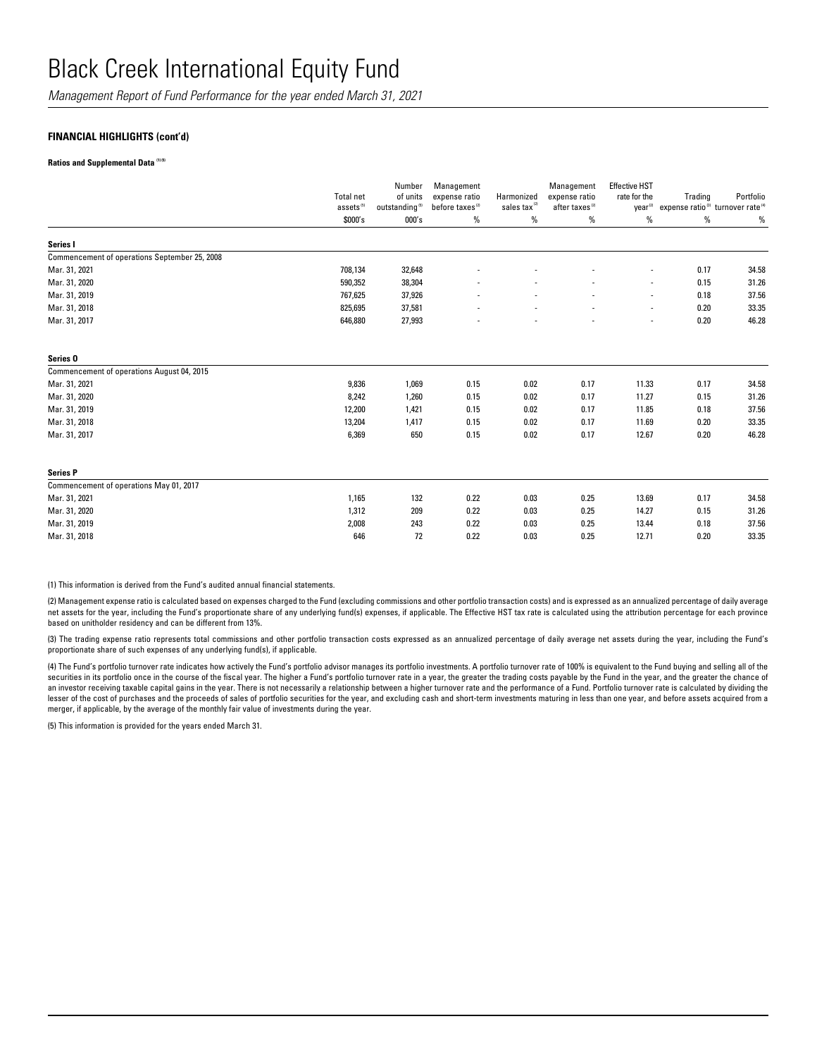# Black Creek International Equity Fund

*Management Report of Fund Performance for the year ended March 31, 2021*

### FINANCIAL HIGHLIGHTS (cont'd)

**Ratios and Supplemental Data** [(1)(5)]

| | Total net assets[(5)] | Number of units outstanding[(5)] | Management expense ratio before taxes[(2)] | Harmonized sales tax[(2)] | Management expense ratio after taxes[(2)] | Effective HST rate for the year[(2)] | Trading expense ratio[(3)] | Portfolio turnover rate[(4)] |
|---|---|---|---|---|---|---|---|---|
| | $000's | 000's | % | % | % | % | % | % |
| **Series I** | | | | | | | | |
| Commencement of operations September 25, 2008 | | | | | | | | |
| Mar. 31, 2021 | 708,134 | 32,648 | - | - | - | - | 0.17 | 34.58 |
| Mar. 31, 2020 | 590,352 | 38,304 | - | - | - | - | 0.15 | 31.26 |
| Mar. 31, 2019 | 767,625 | 37,926 | - | - | - | - | 0.18 | 37.56 |
| Mar. 31, 2018 | 825,695 | 37,581 | - | - | - | - | 0.20 | 33.35 |
| Mar. 31, 2017 | 646,880 | 27,993 | - | - | - | - | 0.20 | 46.28 |
| **Series O** | | | | | | | | |
| Commencement of operations August 04, 2015 | | | | | | | | |
| Mar. 31, 2021 | 9,836 | 1,069 | 0.15 | 0.02 | 0.17 | 11.33 | 0.17 | 34.58 |
| Mar. 31, 2020 | 8,242 | 1,260 | 0.15 | 0.02 | 0.17 | 11.27 | 0.15 | 31.26 |
| Mar. 31, 2019 | 12,200 | 1,421 | 0.15 | 0.02 | 0.17 | 11.85 | 0.18 | 37.56 |
| Mar. 31, 2018 | 13,204 | 1,417 | 0.15 | 0.02 | 0.17 | 11.69 | 0.20 | 33.35 |
| Mar. 31, 2017 | 6,369 | 650 | 0.15 | 0.02 | 0.17 | 12.67 | 0.20 | 46.28 |
| **Series P** | | | | | | | | |
| Commencement of operations May 01, 2017 | | | | | | | | |
| Mar. 31, 2021 | 1,165 | 132 | 0.22 | 0.03 | 0.25 | 13.69 | 0.17 | 34.58 |
| Mar. 31, 2020 | 1,312 | 209 | 0.22 | 0.03 | 0.25 | 14.27 | 0.15 | 31.26 |
| Mar. 31, 2019 | 2,008 | 243 | 0.22 | 0.03 | 0.25 | 13.44 | 0.18 | 37.56 |
| Mar. 31, 2018 | 646 | 72 | 0.22 | 0.03 | 0.25 | 12.71 | 0.20 | 33.35 |

(1) This information is derived from the Fund's audited annual financial statements.

(2) Management expense ratio is calculated based on expenses charged to the Fund (excluding commissions and other portfolio transaction costs) and is expressed as an annualized percentage of daily average net assets for the year, including the Fund's proportionate share of any underlying fund(s) expenses, if applicable. The Effective HST tax rate is calculated using the attribution percentage for each province based on unitholder residency and can be different from 13%.

(3) The trading expense ratio represents total commissions and other portfolio transaction costs expressed as an annualized percentage of daily average net assets during the year, including the Fund's proportionate share of such expenses of any underlying fund(s), if applicable.

(4) The Fund's portfolio turnover rate indicates how actively the Fund's portfolio advisor manages its portfolio investments. A portfolio turnover rate of 100% is equivalent to the Fund buying and selling all of the securities in its portfolio once in the course of the fiscal year. The higher a Fund's portfolio turnover rate in a year, the greater the trading costs payable by the Fund in the year, and the greater the chance of an investor receiving taxable capital gains in the year. There is not necessarily a relationship between a higher turnover rate and the performance of a Fund. Portfolio turnover rate is calculated by dividing the lesser of the cost of purchases and the proceeds of sales of portfolio securities for the year, and excluding cash and short-term investments maturing in less than one year, and before assets acquired from a merger, if applicable, by the average of the monthly fair value of investments during the year.

(5) This information is provided for the years ended March 31.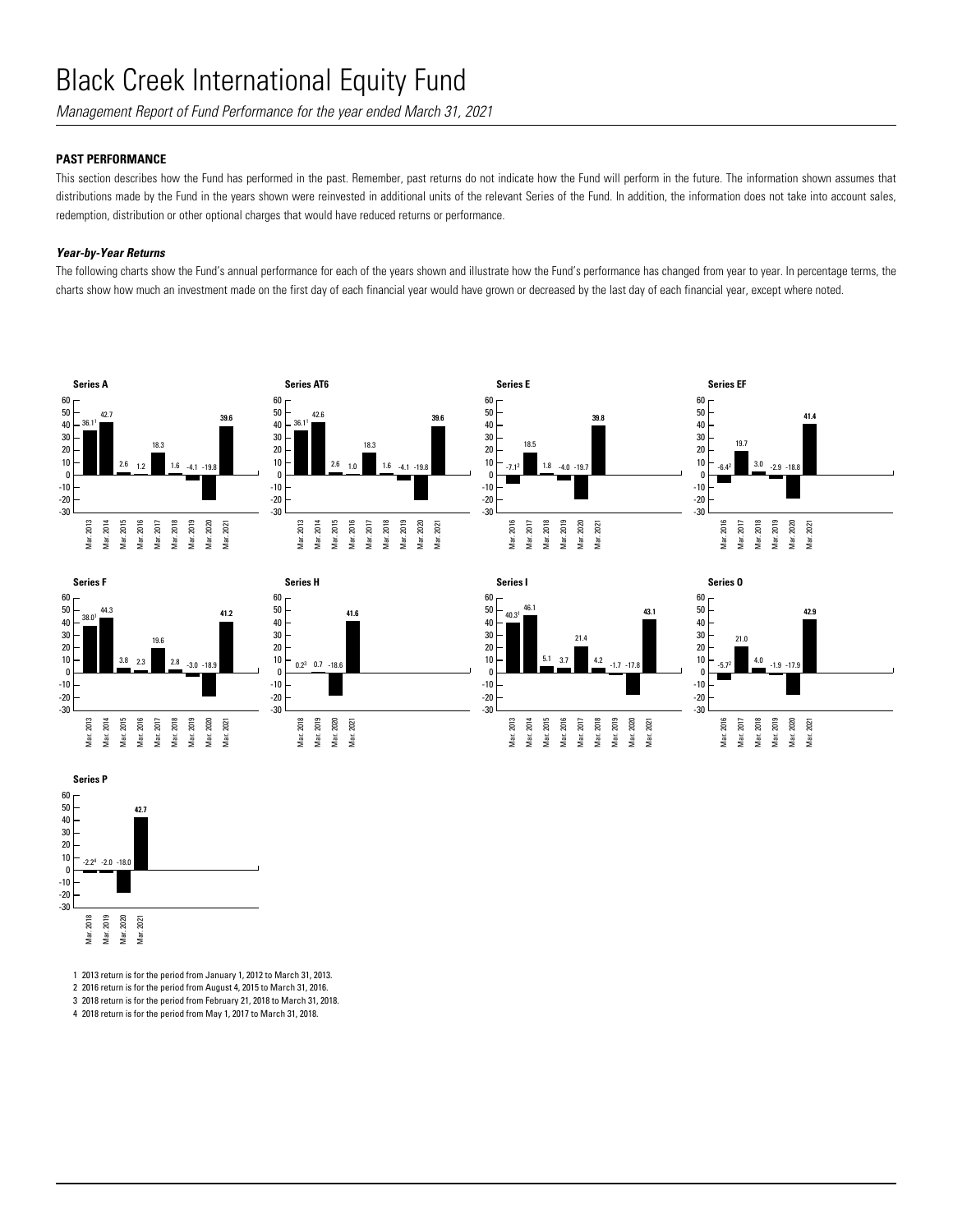## PAST PERFORMANCE

This section describes how the Fund has performed in the past. Remember, past returns do not indicate how the Fund will perform in the future. The information shown assumes that distributions made by the Fund in the years shown were reinvested in additional units of the relevant Series of the Fund. In addition, the information does not take into account sales, redemption, distribution or other optional charges that would have reduced returns or performance.

### *Year-by-Year Returns*

The following charts show the Fund's annual performance for each of the years shown and illustrate how the Fund's performance has changed from year to year. In percentage terms, the charts show how much an investment made on the first day of each financial year would have grown or decreased by the last day of each financial year, except where noted.

**Series A**

| Mar. 2013 | Mar. 2014 | Mar. 2015 | Mar. 2016 | Mar. 2017 | Mar. 2018 | Mar. 2019 | Mar. 2020 | Mar. 2021 |
|---|---|---|---|---|---|---|---|---|
| 36.1[1] | 42.7 | 2.6 | 1.2 | 18.3 | 1.6 | -4.1 | -19.8 | **39.6** |

**Series AT6**

| Mar. 2013 | Mar. 2014 | Mar. 2015 | Mar. 2016 | Mar. 2017 | Mar. 2018 | Mar. 2019 | Mar. 2020 | Mar. 2021 |
|---|---|---|---|---|---|---|---|---|
| 36.1[1] | 42.6 | 2.6 | 1.0 | 18.3 | 1.6 | -4.1 | -19.8 | **39.6** |

**Series E**

| Mar. 2016 | Mar. 2017 | Mar. 2018 | Mar. 2019 | Mar. 2020 | Mar. 2021 |
|---|---|---|---|---|---|
| -7.1[2] | 18.5 | 1.8 | -4.0 | -19.7 | **39.8** |

**Series EF**

| Mar. 2016 | Mar. 2017 | Mar. 2018 | Mar. 2019 | Mar. 2020 | Mar. 2021 |
|---|---|---|---|---|---|
| -6.4[2] | 19.7 | 3.0 | -2.9 | -18.8 | **41.4** |

**Series F**

| Mar. 2013 | Mar. 2014 | Mar. 2015 | Mar. 2016 | Mar. 2017 | Mar. 2018 | Mar. 2019 | Mar. 2020 | Mar. 2021 |
|---|---|---|---|---|---|---|---|---|
| 38.0[1] | 44.3 | 3.8 | 2.3 | 19.6 | 2.8 | -3.0 | -18.9 | **41.2** |

**Series H**

| Mar. 2018 | Mar. 2019 | Mar. 2020 | Mar. 2021 |
|---|---|---|---|
| 0.2[3] | 0.7 | -18.6 | **41.6** |

**Series I**

| Mar. 2013 | Mar. 2014 | Mar. 2015 | Mar. 2016 | Mar. 2017 | Mar. 2018 | Mar. 2019 | Mar. 2020 | Mar. 2021 |
|---|---|---|---|---|---|---|---|---|
| 40.3[1] | 46.1 | 5.1 | 3.7 | 21.4 | 4.2 | -1.7 | -17.8 | **43.1** |

**Series O**

| Mar. 2016 | Mar. 2017 | Mar. 2018 | Mar. 2019 | Mar. 2020 | Mar. 2021 |
|---|---|---|---|---|---|
| -5.7[2] | 21.0 | 4.0 | -1.9 | -17.9 | **42.9** |

**Series P**

| Mar. 2018 | Mar. 2019 | Mar. 2020 | Mar. 2021 |
|---|---|---|---|
| -2.2[4] | -2.0 | -18.0 | **42.7** |

1 2013 return is for the period from January 1, 2012 to March 31, 2013.

2 2016 return is for the period from August 4, 2015 to March 31, 2016.

3 2018 return is for the period from February 21, 2018 to March 31, 2018.

4 2018 return is for the period from May 1, 2017 to March 31, 2018.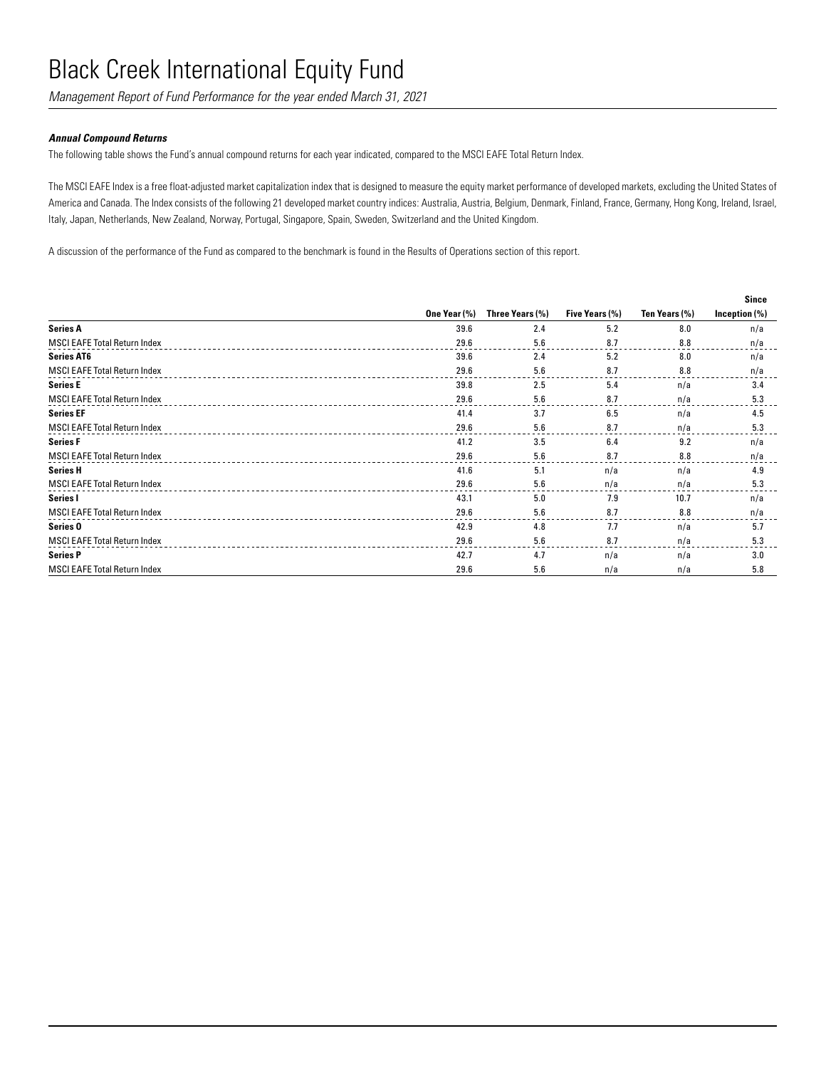# Black Creek International Equity Fund

*Management Report of Fund Performance for the year ended March 31, 2021*

***Annual Compound Returns***

The following table shows the Fund's annual compound returns for each year indicated, compared to the MSCI EAFE Total Return Index.

The MSCI EAFE Index is a free float-adjusted market capitalization index that is designed to measure the equity market performance of developed markets, excluding the United States of America and Canada. The Index consists of the following 21 developed market country indices: Australia, Austria, Belgium, Denmark, Finland, France, Germany, Hong Kong, Ireland, Israel, Italy, Japan, Netherlands, New Zealand, Norway, Portugal, Singapore, Spain, Sweden, Switzerland and the United Kingdom.

A discussion of the performance of the Fund as compared to the benchmark is found in the Results of Operations section of this report.

| | One Year (%) | Three Years (%) | Five Years (%) | Ten Years (%) | Since Inception (%) |
|---|---|---|---|---|---|
| **Series A** | 39.6 | 2.4 | 5.2 | 8.0 | n/a |
| MSCI EAFE Total Return Index | 29.6 | 5.6 | 8.7 | 8.8 | n/a |
| **Series AT6** | 39.6 | 2.4 | 5.2 | 8.0 | n/a |
| MSCI EAFE Total Return Index | 29.6 | 5.6 | 8.7 | 8.8 | n/a |
| **Series E** | 39.8 | 2.5 | 5.4 | n/a | 3.4 |
| MSCI EAFE Total Return Index | 29.6 | 5.6 | 8.7 | n/a | 5.3 |
| **Series EF** | 41.4 | 3.7 | 6.5 | n/a | 4.5 |
| MSCI EAFE Total Return Index | 29.6 | 5.6 | 8.7 | n/a | 5.3 |
| **Series F** | 41.2 | 3.5 | 6.4 | 9.2 | n/a |
| MSCI EAFE Total Return Index | 29.6 | 5.6 | 8.7 | 8.8 | n/a |
| **Series H** | 41.6 | 5.1 | n/a | n/a | 4.9 |
| MSCI EAFE Total Return Index | 29.6 | 5.6 | n/a | n/a | 5.3 |
| **Series I** | 43.1 | 5.0 | 7.9 | 10.7 | n/a |
| MSCI EAFE Total Return Index | 29.6 | 5.6 | 8.7 | 8.8 | n/a |
| **Series O** | 42.9 | 4.8 | 7.7 | n/a | 5.7 |
| MSCI EAFE Total Return Index | 29.6 | 5.6 | 8.7 | n/a | 5.3 |
| **Series P** | 42.7 | 4.7 | n/a | n/a | 3.0 |
| MSCI EAFE Total Return Index | 29.6 | 5.6 | n/a | n/a | 5.8 |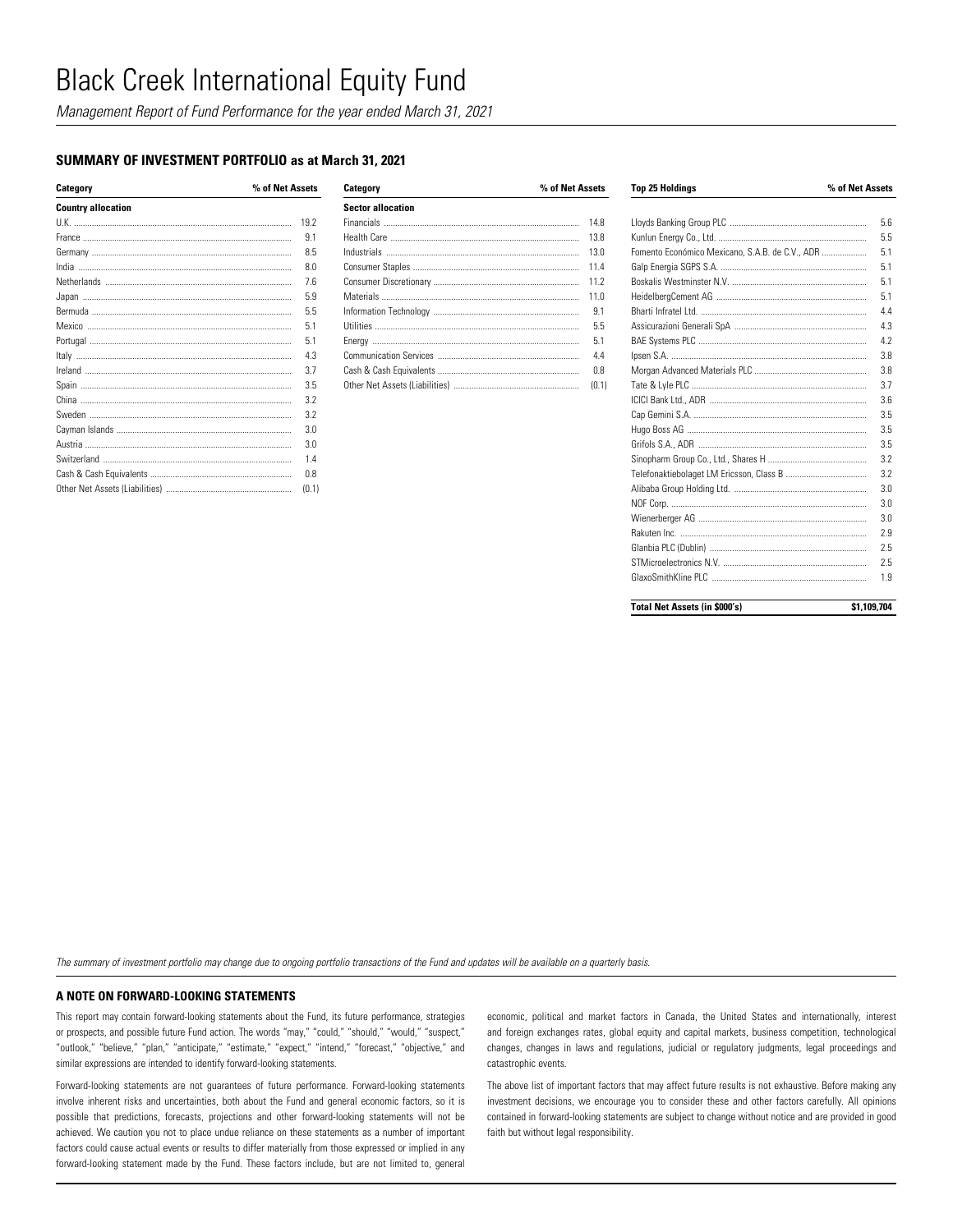# Black Creek International Equity Fund

*Management Report of Fund Performance for the year ended March 31, 2021*

## SUMMARY OF INVESTMENT PORTFOLIO as at March 31, 2021

| Category | % of Net Assets |
|---|---|
| **Country allocation** | |
| U.K. | 19.2 |
| France | 9.1 |
| Germany | 8.5 |
| India | 8.0 |
| Netherlands | 7.6 |
| Japan | 5.9 |
| Bermuda | 5.5 |
| Mexico | 5.1 |
| Portugal | 5.1 |
| Italy | 4.3 |
| Ireland | 3.7 |
| Spain | 3.5 |
| China | 3.2 |
| Sweden | 3.2 |
| Cayman Islands | 3.0 |
| Austria | 3.0 |
| Switzerland | 1.4 |
| Cash & Cash Equivalents | 0.8 |
| Other Net Assets (Liabilities) | (0.1) |

| Category | % of Net Assets |
|---|---|
| **Sector allocation** | |
| Financials | 14.8 |
| Health Care | 13.8 |
| Industrials | 13.0 |
| Consumer Staples | 11.4 |
| Consumer Discretionary | 11.2 |
| Materials | 11.0 |
| Information Technology | 9.1 |
| Utilities | 5.5 |
| Energy | 5.1 |
| Communication Services | 4.4 |
| Cash & Cash Equivalents | 0.8 |
| Other Net Assets (Liabilities) | (0.1) |

| Top 25 Holdings | % of Net Assets |
|---|---|
| Lloyds Banking Group PLC | 5.6 |
| Kunlun Energy Co., Ltd. | 5.5 |
| Fomento Económico Mexicano, S.A.B. de C.V., ADR | 5.1 |
| Galp Energia SGPS S.A. | 5.1 |
| Boskalis Westminster N.V. | 5.1 |
| HeidelbergCement AG | 5.1 |
| Bharti Infratel Ltd. | 4.4 |
| Assicurazioni Generali SpA | 4.3 |
| BAE Systems PLC | 4.2 |
| Ipsen S.A. | 3.8 |
| Morgan Advanced Materials PLC | 3.8 |
| Tate & Lyle PLC | 3.7 |
| ICICI Bank Ltd., ADR | 3.6 |
| Cap Gemini S.A. | 3.5 |
| Hugo Boss AG | 3.5 |
| Grifols S.A., ADR | 3.5 |
| Sinopharm Group Co., Ltd., Shares H | 3.2 |
| Telefonaktiebolaget LM Ericsson, Class B | 3.2 |
| Alibaba Group Holding Ltd. | 3.0 |
| NOF Corp. | 3.0 |
| Wienerberger AG | 3.0 |
| Rakuten Inc. | 2.9 |
| Glanbia PLC (Dublin) | 2.5 |
| STMicroelectronics N.V. | 2.5 |
| GlaxoSmithKline PLC | 1.9 |
| **Total Net Assets (in $000's)** | **$1,109,704** |

*The summary of investment portfolio may change due to ongoing portfolio transactions of the Fund and updates will be available on a quarterly basis.*

### A NOTE ON FORWARD-LOOKING STATEMENTS

This report may contain forward-looking statements about the Fund, its future performance, strategies or prospects, and possible future Fund action. The words "may," "could," "should," "would," "suspect," "outlook," "believe," "plan," "anticipate," "estimate," "expect," "intend," "forecast," "objective," and similar expressions are intended to identify forward-looking statements.

Forward-looking statements are not guarantees of future performance. Forward-looking statements involve inherent risks and uncertainties, both about the Fund and general economic factors, so it is possible that predictions, forecasts, projections and other forward-looking statements will not be achieved. We caution you not to place undue reliance on these statements as a number of important factors could cause actual events or results to differ materially from those expressed or implied in any forward-looking statement made by the Fund. These factors include, but are not limited to, general economic, political and market factors in Canada, the United States and internationally, interest and foreign exchanges rates, global equity and capital markets, business competition, technological changes, changes in laws and regulations, judicial or regulatory judgments, legal proceedings and catastrophic events.

The above list of important factors that may affect future results is not exhaustive. Before making any investment decisions, we encourage you to consider these and other factors carefully. All opinions contained in forward-looking statements are subject to change without notice and are provided in good faith but without legal responsibility.